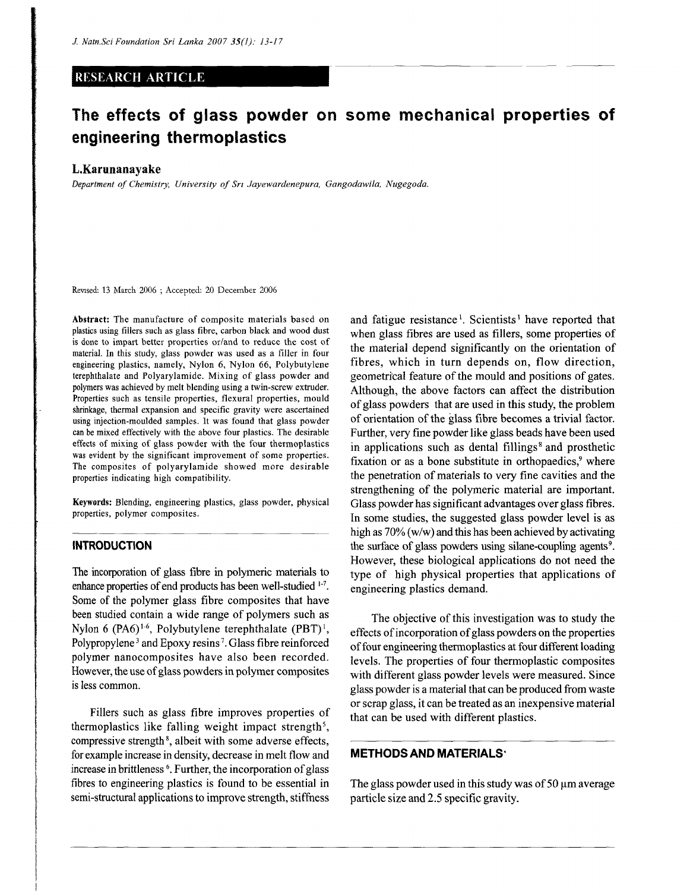RESEARCH ARTICLE

# The effects of glass powder on some mechanical properties of engineering thermoplastics

**L.Karunanayake**

*Department of Chemistry, University of Sri Jayewardenepura, Gangodawila, Nugegoda.*

Revised: 13 March 2006 ; Accepted: 20 December 2006

**Abstract:** The manufacture of composite materials based on plastics using fillers such as glass fibre, carbon black and wood dust is done to impart better properties or/and to reduce the cost of material. In this study, glass powder was used as a filler in four engineering plastics, namely, Nylon 6, Nylon 66, Polybutylene terephthalate and Polyarylamide. Mixing of glass powder and polymers was achieved by melt blending using a twin-screw extruder. Properties such as tensile properties, flexural properties, mould shrinkage, thermal expansion and specific gravity were ascertained using injection-moulded samples. It was found that glass powder can be mixed effectively with the above four plastics. The desirable effects of mixing of glass powder with the four thermoplastics was evident by the significant improvement of some properties. The composites of polyarylamide showed more desirable properties indicating high compatibility.

**Keywords:** Blending, engineering plastics, glass powder, physical properties, polymer composites.

## INTRODUCTION

The incorporation of glass fibre in polymeric materials to enhance properties of end products has been well-studied [1-7]. Some of the polymer glass fibre composites that have been studied contain a wide range of polymers such as Nylon 6 (PA6)[1-6], Polybutylene terephthalate (PBT)[1], Polypropylene[3] and Epoxy resins[7]. Glass fibre reinforced polymer nanocomposites have also been recorded. However, the use of glass powders in polymer composites is less common.

Fillers such as glass fibre improves properties of thermoplastics like falling weight impact strength[5], compressive strength[8], albeit with some adverse effects, for example increase in density, decrease in melt flow and increase in brittleness[6]. Further, the incorporation of glass fibres to engineering plastics is found to be essential in semi-structural applications to improve strength, stiffness and fatigue resistance[1]. Scientists[1] have reported that when glass fibres are used as fillers, some properties of the material depend significantly on the orientation of fibres, which in turn depends on, flow direction, geometrical feature of the mould and positions of gates. Although, the above factors can affect the distribution of glass powders that are used in this study, the problem of orientation of the glass fibre becomes a trivial factor. Further, very fine powder like glass beads have been used in applications such as dental fillings[8] and prosthetic fixation or as a bone substitute in orthopaedics,[9] where the penetration of materials to very fine cavities and the strengthening of the polymeric material are important. Glass powder has significant advantages over glass fibres. In some studies, the suggested glass powder level is as high as 70% (w/w) and this has been achieved by activating the surface of glass powders using silane-coupling agents[9]. However, these biological applications do not need the type of high physical properties that applications of engineering plastics demand.

The objective of this investigation was to study the effects of incorporation of glass powders on the properties of four engineering thermoplastics at four different loading levels. The properties of four thermoplastic composites with different glass powder levels were measured. Since glass powder is a material that can be produced from waste or scrap glass, it can be treated as an inexpensive material that can be used with different plastics.

## METHODS AND MATERIALS

The glass powder used in this study was of 50 μm average particle size and 2.5 specific gravity.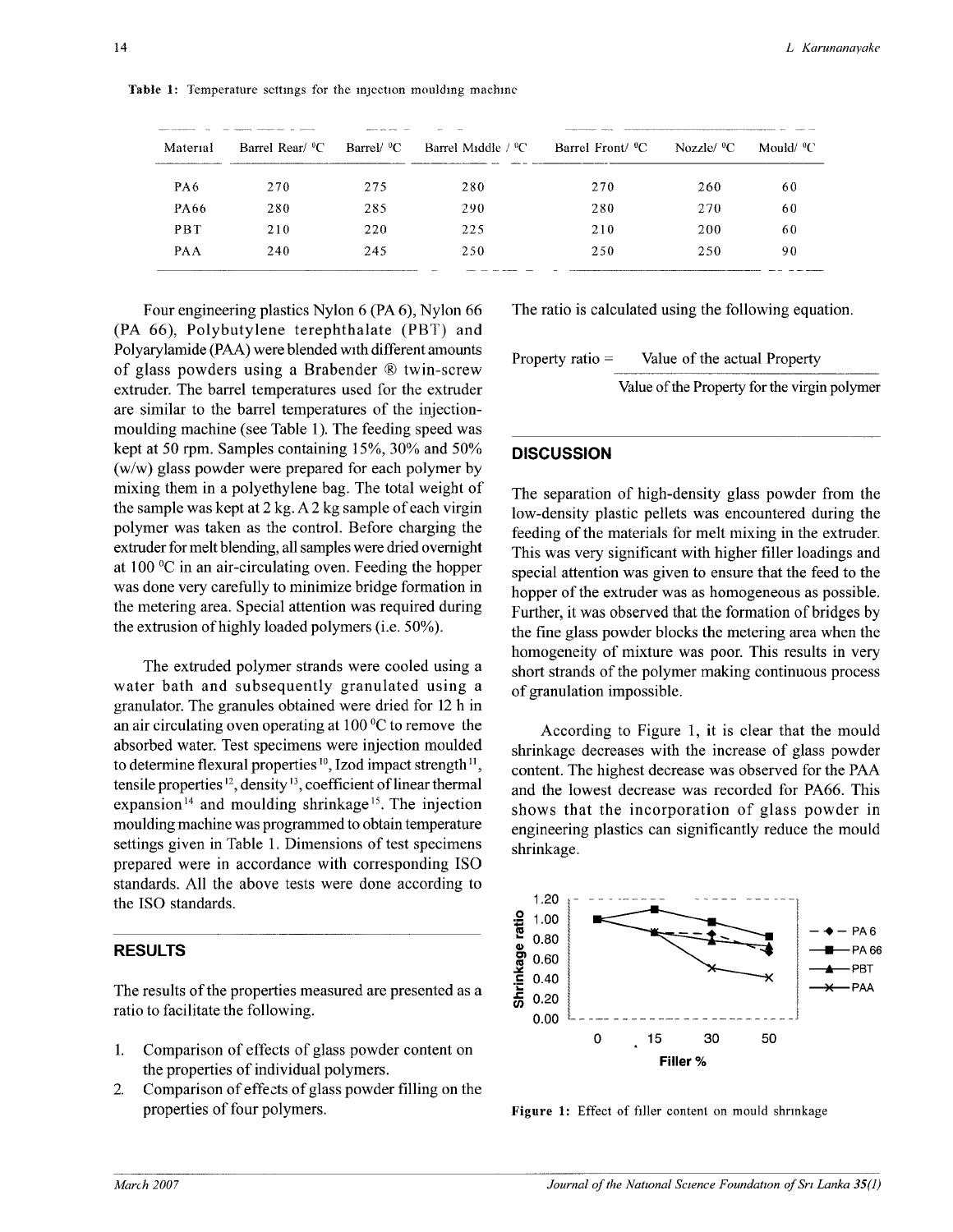**Table 1:** Temperature settings for the injection moulding machine

| Material | Barrel Rear/ °C | Barrel/ °C | Barrel Middle / °C | Barrel Front/ °C | Nozzle/ °C | Mould/ °C |
|---|---|---|---|---|---|---|
| PA6 | 270 | 275 | 280 | 270 | 260 | 60 |
| PA66 | 280 | 285 | 290 | 280 | 270 | 60 |
| PBT | 210 | 220 | 225 | 210 | 200 | 60 |
| PAA | 240 | 245 | 250 | 250 | 250 | 90 |

Four engineering plastics Nylon 6 (PA 6), Nylon 66 (PA 66), Polybutylene terephthalate (PBT) and Polyarylamide (PAA) were blended with different amounts of glass powders using a Brabender ® twin-screw extruder. The barrel temperatures used for the extruder are similar to the barrel temperatures of the injection-moulding machine (see Table 1). The feeding speed was kept at 50 rpm. Samples containing 15%, 30% and 50% (w/w) glass powder were prepared for each polymer by mixing them in a polyethylene bag. The total weight of the sample was kept at 2 kg. A 2 kg sample of each virgin polymer was taken as the control. Before charging the extruder for melt blending, all samples were dried overnight at 100 °C in an air-circulating oven. Feeding the hopper was done very carefully to minimize bridge formation in the metering area. Special attention was required during the extrusion of highly loaded polymers (i.e. 50%).

The extruded polymer strands were cooled using a water bath and subsequently granulated using a granulator. The granules obtained were dried for 12 h in an air circulating oven operating at 100 °C to remove the absorbed water. Test specimens were injection moulded to determine flexural properties [10], Izod impact strength [11], tensile properties [12], density [13], coefficient of linear thermal expansion [14] and moulding shrinkage [15]. The injection moulding machine was programmed to obtain temperature settings given in Table 1. Dimensions of test specimens prepared were in accordance with corresponding ISO standards. All the above tests were done according to the ISO standards.

## RESULTS

The results of the properties measured are presented as a ratio to facilitate the following.

1. Comparison of effects of glass powder content on the properties of individual polymers.
2. Comparison of effects of glass powder filling on the properties of four polymers.

The ratio is calculated using the following equation.

$$\text{Property ratio} = \frac{\text{Value of the actual Property}}{\text{Value of the Property for the virgin polymer}}$$

## DISCUSSION

The separation of high-density glass powder from the low-density plastic pellets was encountered during the feeding of the materials for melt mixing in the extruder. This was very significant with higher filler loadings and special attention was given to ensure that the feed to the hopper of the extruder was as homogeneous as possible. Further, it was observed that the formation of bridges by the fine glass powder blocks the metering area when the homogeneity of mixture was poor. This results in very short strands of the polymer making continuous process of granulation impossible.

According to Figure 1, it is clear that the mould shrinkage decreases with the increase of glass powder content. The highest decrease was observed for the PAA and the lowest decrease was recorded for PA66. This shows that the incorporation of glass powder in engineering plastics can significantly reduce the mould shrinkage.

**Figure 1:** Effect of filler content on mould shrinkage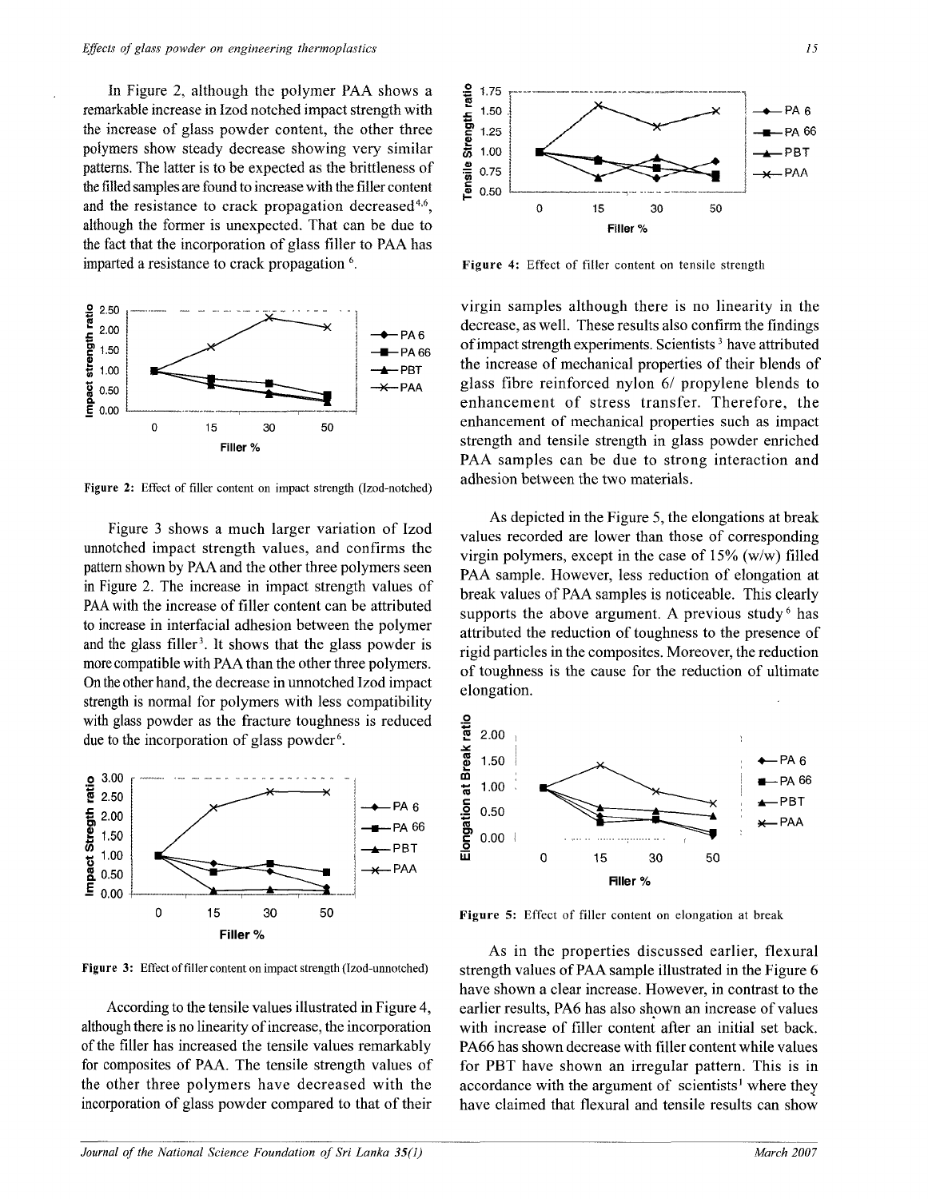In Figure 2, although the polymer PAA shows a remarkable increase in Izod notched impact strength with the increase of glass powder content, the other three polymers show steady decrease showing very similar patterns. The latter is to be expected as the brittleness of the filled samples are found to increase with the filler content and the resistance to crack propagation decreased[4,6], although the former is unexpected. That can be due to the fact that the incorporation of glass filler to PAA has imparted a resistance to crack propagation [6].

Figure 2: Effect of filler content on impact strength (Izod-notched)

Figure 3 shows a much larger variation of Izod unnotched impact strength values, and confirms the pattern shown by PAA and the other three polymers seen in Figure 2. The increase in impact strength values of PAA with the increase of filler content can be attributed to increase in interfacial adhesion between the polymer and the glass filler[3]. It shows that the glass powder is more compatible with PAA than the other three polymers. On the other hand, the decrease in unnotched Izod impact strength is normal for polymers with less compatibility with glass powder as the fracture toughness is reduced due to the incorporation of glass powder[6].

Figure 3: Effect of filler content on impact strength (Izod-unnotched)

According to the tensile values illustrated in Figure 4, although there is no linearity of increase, the incorporation of the filler has increased the tensile values remarkably for composites of PAA. The tensile strength values of the other three polymers have decreased with the incorporation of glass powder compared to that of their virgin samples although there is no linearity in the decrease, as well. These results also confirm the findings of impact strength experiments. Scientists [3] have attributed the increase of mechanical properties of their blends of glass fibre reinforced nylon 6/ propylene blends to enhancement of stress transfer. Therefore, the enhancement of mechanical properties such as impact strength and tensile strength in glass powder enriched PAA samples can be due to strong interaction and adhesion between the two materials.

Figure 4: Effect of filler content on tensile strength

As depicted in the Figure 5, the elongations at break values recorded are lower than those of corresponding virgin polymers, except in the case of 15% (w/w) filled PAA sample. However, less reduction of elongation at break values of PAA samples is noticeable. This clearly supports the above argument. A previous study [6] has attributed the reduction of toughness to the presence of rigid particles in the composites. Moreover, the reduction of toughness is the cause for the reduction of ultimate elongation.

Figure 5: Effect of filler content on elongation at break

As in the properties discussed earlier, flexural strength values of PAA sample illustrated in the Figure 6 have shown a clear increase. However, in contrast to the earlier results, PA6 has also shown an increase of values with increase of filler content after an initial set back. PA66 has shown decrease with filler content while values for PBT have shown an irregular pattern. This is in accordance with the argument of scientists[1] where they have claimed that flexural and tensile results can show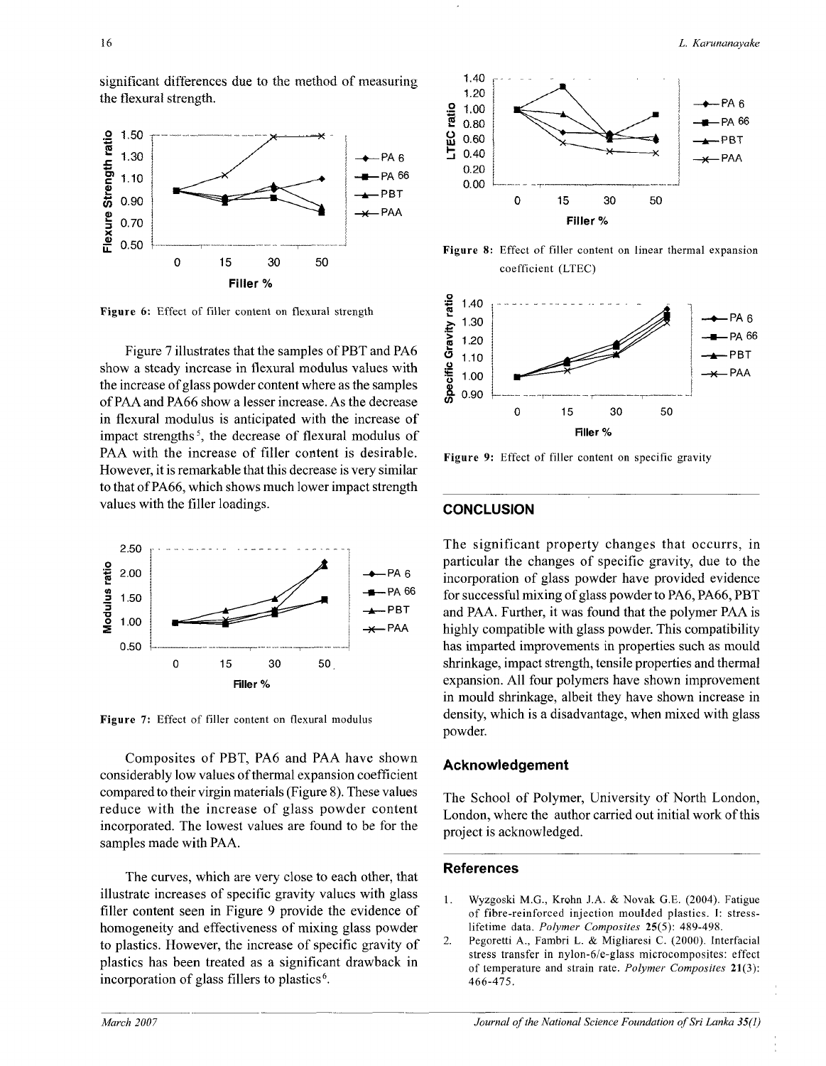significant differences due to the method of measuring the flexural strength.

Figure 6: Effect of filler content on flexural strength

Figure 7 illustrates that the samples of PBT and PA6 show a steady increase in flexural modulus values with the increase of glass powder content where as the samples of PAA and PA66 show a lesser increase. As the decrease in flexural modulus is anticipated with the increase of impact strengths[5], the decrease of flexural modulus of PAA with the increase of filler content is desirable. However, it is remarkable that this decrease is very similar to that of PA66, which shows much lower impact strength values with the filler loadings.

Figure 7: Effect of filler content on flexural modulus

Composites of PBT, PA6 and PAA have shown considerably low values of thermal expansion coefficient compared to their virgin materials (Figure 8). These values reduce with the increase of glass powder content incorporated. The lowest values are found to be for the samples made with PAA.

The curves, which are very close to each other, that illustrate increases of specific gravity values with glass filler content seen in Figure 9 provide the evidence of homogeneity and effectiveness of mixing glass powder to plastics. However, the increase of specific gravity of plastics has been treated as a significant drawback in incorporation of glass fillers to plastics[6].

Figure 8: Effect of filler content on linear thermal expansion coefficient (LTEC)

Figure 9: Effect of filler content on specific gravity

## CONCLUSION

The significant property changes that occurrs, in particular the changes of specific gravity, due to the incorporation of glass powder have provided evidence for successful mixing of glass powder to PA6, PA66, PBT and PAA. Further, it was found that the polymer PAA is highly compatible with glass powder. This compatibility has imparted improvements in properties such as mould shrinkage, impact strength, tensile properties and thermal expansion. All four polymers have shown improvement in mould shrinkage, albeit they have shown increase in density, which is a disadvantage, when mixed with glass powder.

### Acknowledgement

The School of Polymer, University of North London, London, where the author carried out initial work of this project is acknowledged.

### References

1. Wyzgoski M.G., Krohn J.A. & Novak G.E. (2004). Fatigue of fibre-reinforced injection moulded plastics. I: stress-lifetime data. *Polymer Composites* **25**(5): 489-498.
2. Pegoretti A., Fambri L. & Migliaresi C. (2000). Interfacial stress transfer in nylon-6/e-glass microcomposites: effect of temperature and strain rate. *Polymer Composites* **21**(3): 466-475.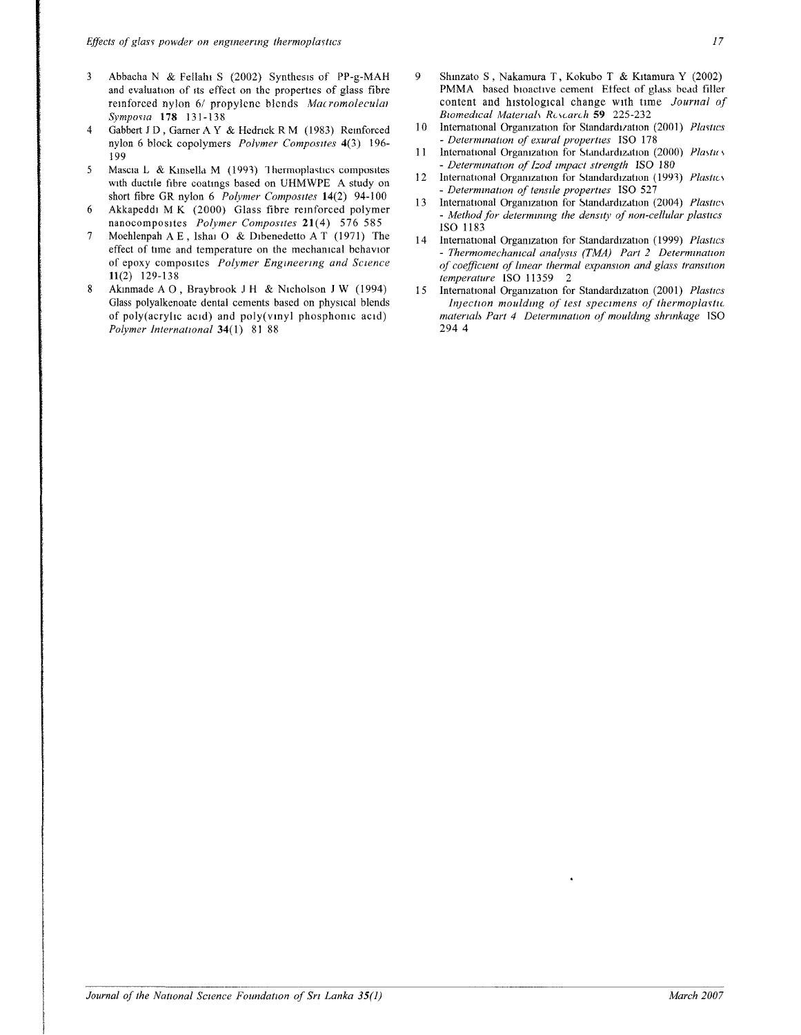3. Abbacha N & Fellahi S (2002) Synthesis of PP-g-MAH and evaluation of its effect on the properties of glass fibre reinforced nylon 6/ propylene blends *Macromolecular Symposia* **178** 131-138
4. Gabbert J D, Garner A Y & Hedrick R M (1983) Reinforced nylon 6 block copolymers *Polymer Composites* **4**(3) 196-199
5. Mascia L & Kinsella M (1993) Thermoplastics composites with ductile fibre coatings based on UHMWPE A study on short fibre GR nylon 6 *Polymer Composites* **14**(2) 94-100
6. Akkapeddi M K (2000) Glass fibre reinforced polymer nanocomposites *Polymer Composites* **21**(4) 576 585
7. Moehlenpah A E, Ishai O & Dibenedetto A T (1971) The effect of time and temperature on the mechanical behavior of epoxy composites *Polymer Engineering and Science* **11**(2) 129-138
8. Akinmade A O, Braybrook J H & Nicholson J W (1994) Glass polyalkenoate dental cements based on physical blends of poly(acrylic acid) and poly(vinyl phosphonic acid) *Polymer International* **34**(1) 81 88
9. Shinzato S, Nakamura T, Kokubo T & Kitamura Y (2002) PMMA based bioactive cement Effect of glass bead filler content and histological change with time *Journal of Biomedical Materials Research* **59** 225-232
10. International Organization for Standardization (2001) *Plastics - Determination of exural properties* ISO 178
11. International Organization for Standardization (2000) *Plastics - Determination of Izod impact strength* ISO 180
12. International Organization for Standardization (1993) *Plastics - Determination of tensile properties* ISO 527
13. International Organization for Standardization (2004) *Plastics - Method for determining the density of non-cellular plastics* ISO 1183
14. International Organization for Standardization (1999) *Plastics - Thermomechanical analysis (TMA) Part 2 Determination of coefficient of linear thermal expansion and glass transition temperature* ISO 11359 2
15. International Organization for Standardization (2001) *Plastics Injection moulding of test specimens of thermoplastic materials Part 4 Determination of moulding shrinkage* ISO 294 4